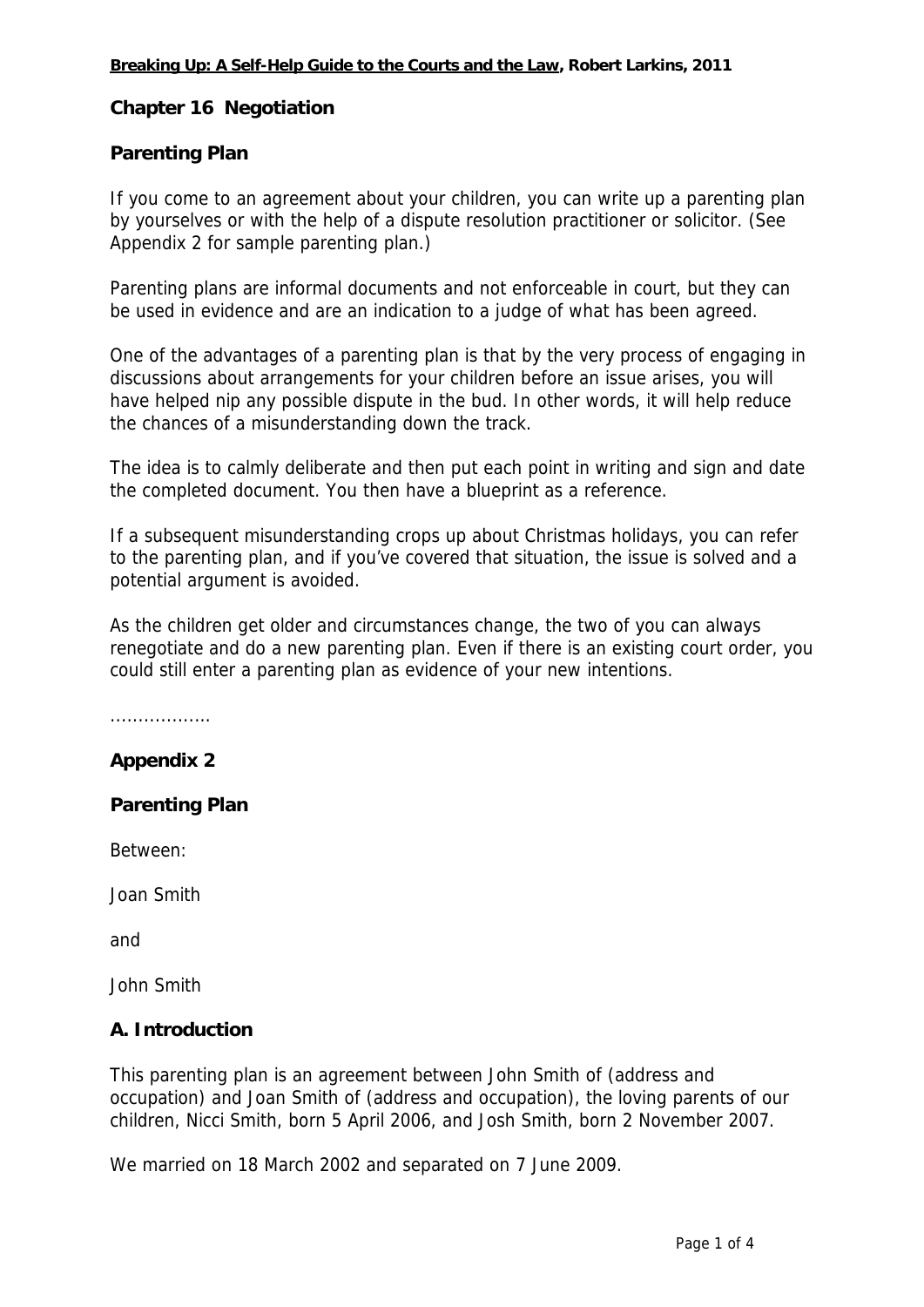**Breaking Up: A Self-Help Guide to the Courts and the Law, Robert Larkins, 2011**

## Chapter 16 Negotiation

### Parenting Plan

If you come to an agreement about your children, you can write up a parenting plan by yourselves or with the help of a dispute resolution practitioner or solicitor. (See Appendix 2 for sample parenting plan.)

Parenting plans are informal documents and not enforceable in court, but they can be used in evidence and are an indication to a judge of what has been agreed.

One of the advantages of a parenting plan is that by the very process of engaging in discussions about arrangements for your children before an issue arises, you will have helped nip any possible dispute in the bud. In other words, it will help reduce the chances of a misunderstanding down the track.

The idea is to calmly deliberate and then put each point in writing and sign and date the completed document. You then have a blueprint as a reference.

If a subsequent misunderstanding crops up about Christmas holidays, you can refer to the parenting plan, and if you've covered that situation, the issue is solved and a potential argument is avoided.

As the children get older and circumstances change, the two of you can always renegotiate and do a new parenting plan. Even if there is an existing court order, you could still enter a parenting plan as evidence of your new intentions.

………………

## Appendix 2

### Parenting Plan

Between:

Joan Smith

and

John Smith

### A. Introduction

This parenting plan is an agreement between John Smith of (address and occupation) and Joan Smith of (address and occupation), the loving parents of our children, Nicci Smith, born 5 April 2006, and Josh Smith, born 2 November 2007.

We married on 18 March 2002 and separated on 7 June 2009.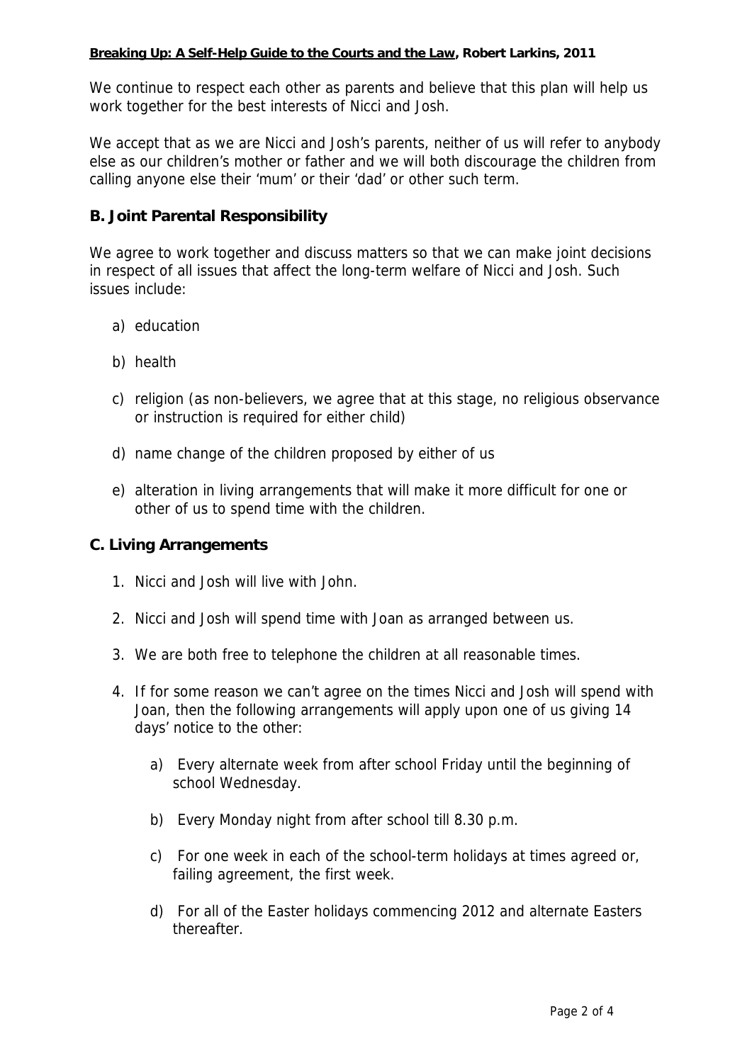We continue to respect each other as parents and believe that this plan will help us work together for the best interests of Nicci and Josh.

We accept that as we are Nicci and Josh's parents, neither of us will refer to anybody else as our children's mother or father and we will both discourage the children from calling anyone else their 'mum' or their 'dad' or other such term.

## B. Joint Parental Responsibility

We agree to work together and discuss matters so that we can make joint decisions in respect of all issues that affect the long-term welfare of Nicci and Josh. Such issues include:

a) education

b) health

c) religion (as non-believers, we agree that at this stage, no religious observance or instruction is required for either child)

d) name change of the children proposed by either of us

e) alteration in living arrangements that will make it more difficult for one or other of us to spend time with the children.

## C. Living Arrangements

1. Nicci and Josh will live with John.
2. Nicci and Josh will spend time with Joan as arranged between us.
3. We are both free to telephone the children at all reasonable times.
4. If for some reason we can't agree on the times Nicci and Josh will spend with Joan, then the following arrangements will apply upon one of us giving 14 days' notice to the other:

    a) Every alternate week from after school Friday until the beginning of school Wednesday.

    b) Every Monday night from after school till 8.30 p.m.

    c) For one week in each of the school-term holidays at times agreed or, failing agreement, the first week.

    d) For all of the Easter holidays commencing 2012 and alternate Easters thereafter.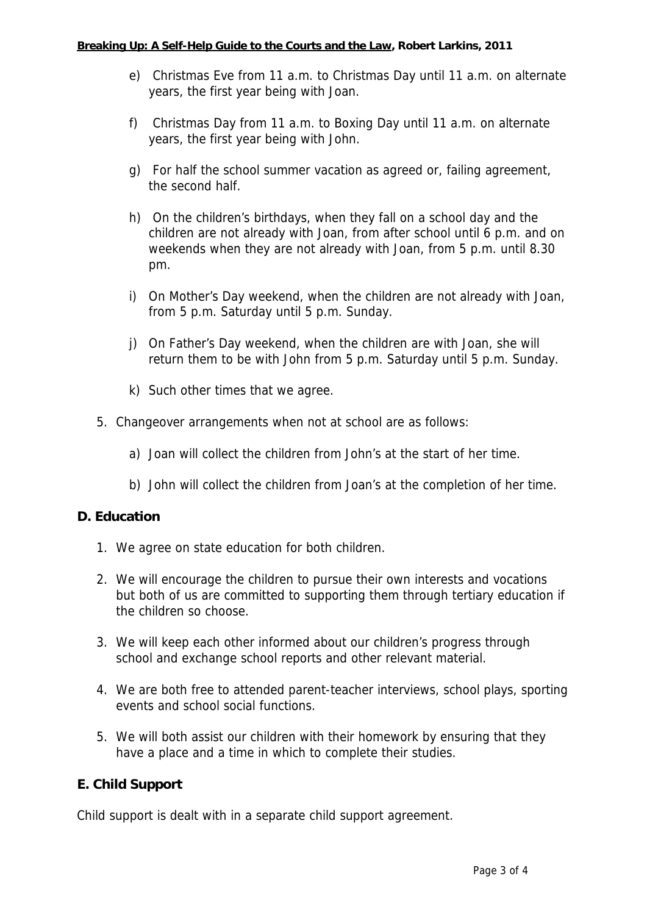e) Christmas Eve from 11 a.m. to Christmas Day until 11 a.m. on alternate years, the first year being with Joan.

f) Christmas Day from 11 a.m. to Boxing Day until 11 a.m. on alternate years, the first year being with John.

g) For half the school summer vacation as agreed or, failing agreement, the second half.

h) On the children's birthdays, when they fall on a school day and the children are not already with Joan, from after school until 6 p.m. and on weekends when they are not already with Joan, from 5 p.m. until 8.30 pm.

i) On Mother's Day weekend, when the children are not already with Joan, from 5 p.m. Saturday until 5 p.m. Sunday.

j) On Father's Day weekend, when the children are with Joan, she will return them to be with John from 5 p.m. Saturday until 5 p.m. Sunday.

k) Such other times that we agree.

5. Changeover arrangements when not at school are as follows:

   a) Joan will collect the children from John's at the start of her time.

   b) John will collect the children from Joan's at the completion of her time.

## D. Education

1. We agree on state education for both children.
2. We will encourage the children to pursue their own interests and vocations but both of us are committed to supporting them through tertiary education if the children so choose.
3. We will keep each other informed about our children's progress through school and exchange school reports and other relevant material.
4. We are both free to attended parent-teacher interviews, school plays, sporting events and school social functions.
5. We will both assist our children with their homework by ensuring that they have a place and a time in which to complete their studies.

## E. Child Support

Child support is dealt with in a separate child support agreement.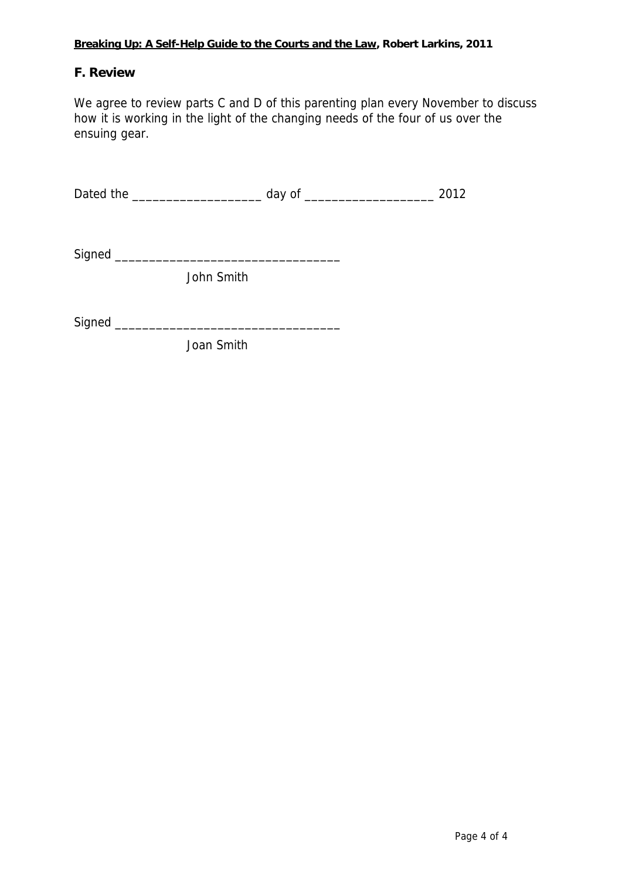## F. Review

We agree to review parts C and D of this parenting plan every November to discuss how it is working in the light of the changing needs of the four of us over the ensuing gear.

Dated the ___________________ day of ___________________ 2012

Signed ________________________________

John Smith

Signed ________________________________

Joan Smith